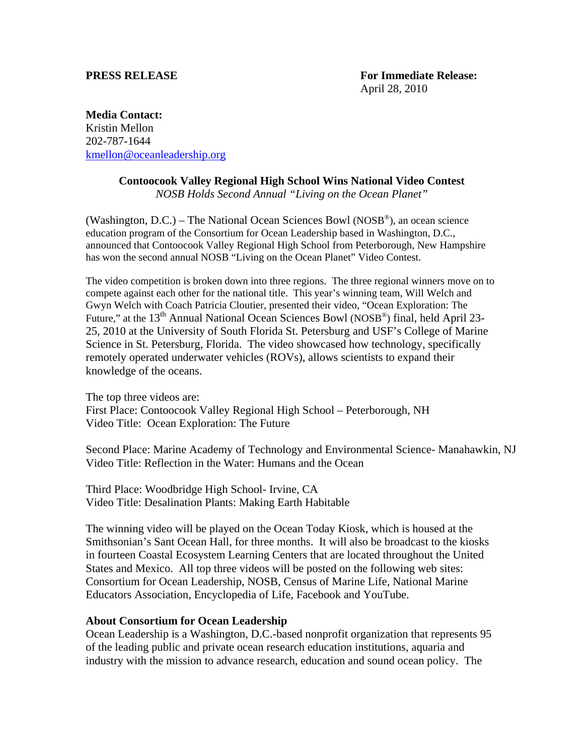**PRESS RELEASE**

**For Immediate Release:**
April 28, 2010

**Media Contact:**
Kristin Mellon
202-787-1644
kmellon@oceanleadership.org

**Contoocook Valley Regional High School Wins National Video Contest**

*NOSB Holds Second Annual "Living on the Ocean Planet"*

(Washington, D.C.) – The National Ocean Sciences Bowl (NOSB®), an ocean science education program of the Consortium for Ocean Leadership based in Washington, D.C., announced that Contoocook Valley Regional High School from Peterborough, New Hampshire has won the second annual NOSB "Living on the Ocean Planet" Video Contest.

The video competition is broken down into three regions. The three regional winners move on to compete against each other for the national title. This year's winning team, Will Welch and Gwyn Welch with Coach Patricia Cloutier, presented their video, "Ocean Exploration: The Future," at the 13th Annual National Ocean Sciences Bowl (NOSB®) final, held April 23-25, 2010 at the University of South Florida St. Petersburg and USF's College of Marine Science in St. Petersburg, Florida. The video showcased how technology, specifically remotely operated underwater vehicles (ROVs), allows scientists to expand their knowledge of the oceans.

The top three videos are:
First Place: Contoocook Valley Regional High School – Peterborough, NH
Video Title: Ocean Exploration: The Future

Second Place: Marine Academy of Technology and Environmental Science- Manahawkin, NJ
Video Title: Reflection in the Water: Humans and the Ocean

Third Place: Woodbridge High School- Irvine, CA
Video Title: Desalination Plants: Making Earth Habitable

The winning video will be played on the Ocean Today Kiosk, which is housed at the Smithsonian's Sant Ocean Hall, for three months. It will also be broadcast to the kiosks in fourteen Coastal Ecosystem Learning Centers that are located throughout the United States and Mexico. All top three videos will be posted on the following web sites: Consortium for Ocean Leadership, NOSB, Census of Marine Life, National Marine Educators Association, Encyclopedia of Life, Facebook and YouTube.

**About Consortium for Ocean Leadership**

Ocean Leadership is a Washington, D.C.-based nonprofit organization that represents 95 of the leading public and private ocean research education institutions, aquaria and industry with the mission to advance research, education and sound ocean policy. The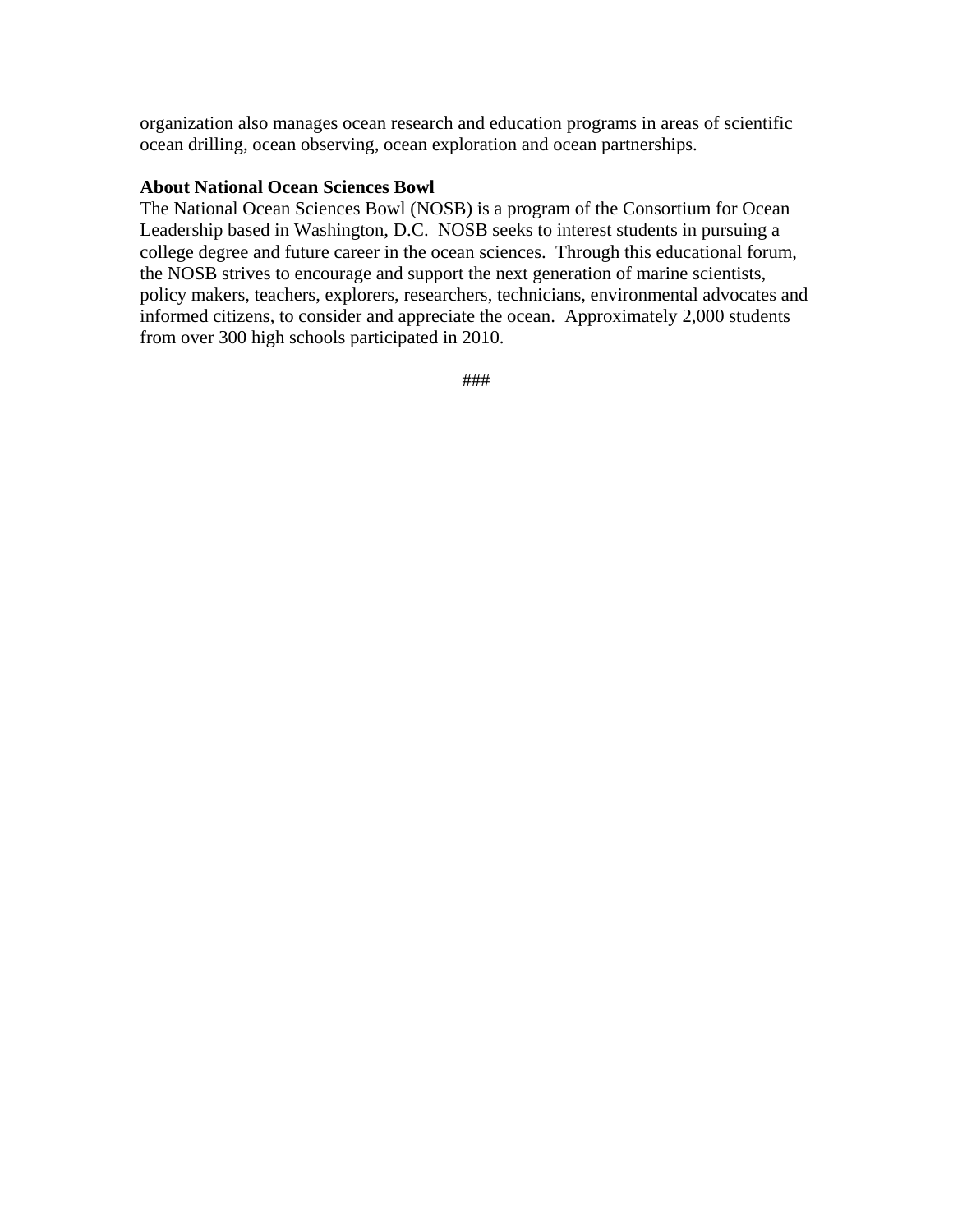organization also manages ocean research and education programs in areas of scientific ocean drilling, ocean observing, ocean exploration and ocean partnerships.

**About National Ocean Sciences Bowl**

The National Ocean Sciences Bowl (NOSB) is a program of the Consortium for Ocean Leadership based in Washington, D.C. NOSB seeks to interest students in pursuing a college degree and future career in the ocean sciences. Through this educational forum, the NOSB strives to encourage and support the next generation of marine scientists, policy makers, teachers, explorers, researchers, technicians, environmental advocates and informed citizens, to consider and appreciate the ocean. Approximately 2,000 students from over 300 high schools participated in 2010.

###